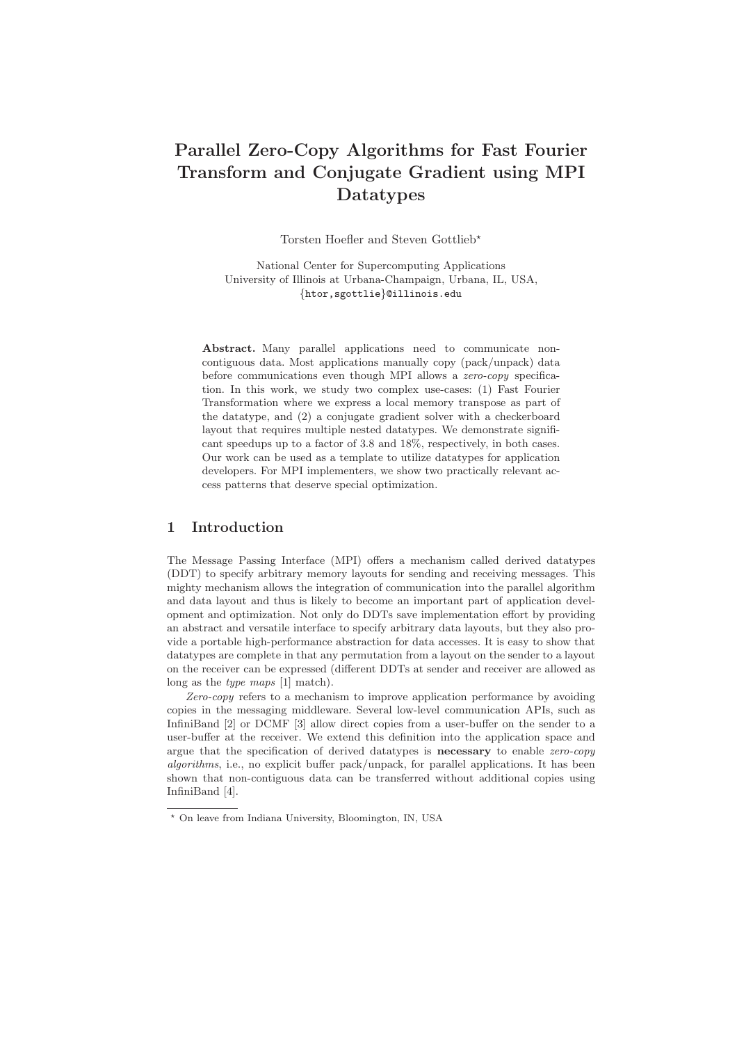# Parallel Zero-Copy Algorithms for Fast Fourier Transform and Conjugate Gradient using MPI Datatypes

Torsten Hoefler and Steven Gottlieb*

National Center for Supercomputing Applications
University of Illinois at Urbana-Champaign, Urbana, IL, USA,
{htor,sgottlie}@illinois.edu

**Abstract.** Many parallel applications need to communicate non-contiguous data. Most applications manually copy (pack/unpack) data before communications even though MPI allows a *zero-copy* specification. In this work, we study two complex use-cases: (1) Fast Fourier Transformation where we express a local memory transpose as part of the datatype, and (2) a conjugate gradient solver with a checkerboard layout that requires multiple nested datatypes. We demonstrate significant speedups up to a factor of 3.8 and 18%, respectively, in both cases. Our work can be used as a template to utilize datatypes for application developers. For MPI implementers, we show two practically relevant access patterns that deserve special optimization.

## 1 Introduction

The Message Passing Interface (MPI) offers a mechanism called derived datatypes (DDT) to specify arbitrary memory layouts for sending and receiving messages. This mighty mechanism allows the integration of communication into the parallel algorithm and data layout and thus is likely to become an important part of application development and optimization. Not only do DDTs save implementation effort by providing an abstract and versatile interface to specify arbitrary data layouts, but they also provide a portable high-performance abstraction for data accesses. It is easy to show that datatypes are complete in that any permutation from a layout on the sender to a layout on the receiver can be expressed (different DDTs at sender and receiver are allowed as long as the *type maps* [1] match).

*Zero-copy* refers to a mechanism to improve application performance by avoiding copies in the messaging middleware. Several low-level communication APIs, such as InfiniBand [2] or DCMF [3] allow direct copies from a user-buffer on the sender to a user-buffer at the receiver. We extend this definition into the application space and argue that the specification of derived datatypes is **necessary** to enable *zero-copy algorithms*, i.e., no explicit buffer pack/unpack, for parallel applications. It has been shown that non-contiguous data can be transferred without additional copies using InfiniBand [4].

---

* On leave from Indiana University, Bloomington, IN, USA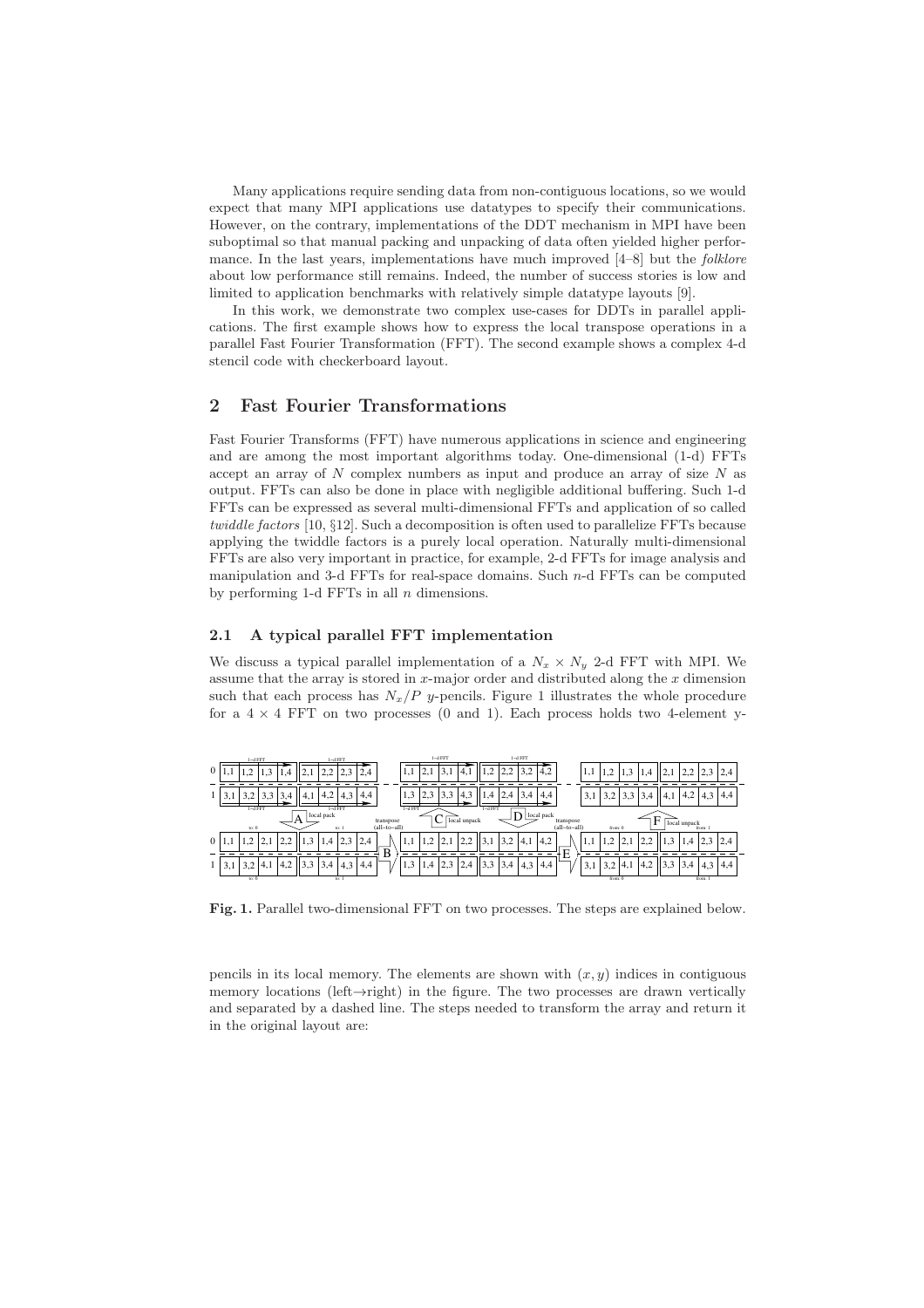Many applications require sending data from non-contiguous locations, so we would expect that many MPI applications use datatypes to specify their communications. However, on the contrary, implementations of the DDT mechanism in MPI have been suboptimal so that manual packing and unpacking of data often yielded higher performance. In the last years, implementations have much improved [4–8] but the *folklore* about low performance still remains. Indeed, the number of success stories is low and limited to application benchmarks with relatively simple datatype layouts [9].

In this work, we demonstrate two complex use-cases for DDTs in parallel applications. The first example shows how to express the local transpose operations in a parallel Fast Fourier Transformation (FFT). The second example shows a complex 4-d stencil code with checkerboard layout.

## 2 Fast Fourier Transformations

Fast Fourier Transforms (FFT) have numerous applications in science and engineering and are among the most important algorithms today. One-dimensional (1-d) FFTs accept an array of $N$ complex numbers as input and produce an array of size $N$ as output. FFTs can also be done in place with negligible additional buffering. Such 1-d FFTs can be expressed as several multi-dimensional FFTs and application of so called *twiddle factors* [10, §12]. Such a decomposition is often used to parallelize FFTs because applying the twiddle factors is a purely local operation. Naturally multi-dimensional FFTs are also very important in practice, for example, 2-d FFTs for image analysis and manipulation and 3-d FFTs for real-space domains. Such $n$-d FFTs can be computed by performing 1-d FFTs in all $n$ dimensions.

### 2.1 A typical parallel FFT implementation

We discuss a typical parallel implementation of a $N_x \times N_y$ 2-d FFT with MPI. We assume that the array is stored in $x$-major order and distributed along the $x$ dimension such that each process has $N_x/P$ $y$-pencils. Figure 1 illustrates the whole procedure for a $4 \times 4$ FFT on two processes (0 and 1). Each process holds two 4-element y-

**Fig. 1.** Parallel two-dimensional FFT on two processes. The steps are explained below.

pencils in its local memory. The elements are shown with $(x, y)$ indices in contiguous memory locations (left→right) in the figure. The two processes are drawn vertically and separated by a dashed line. The steps needed to transform the array and return it in the original layout are: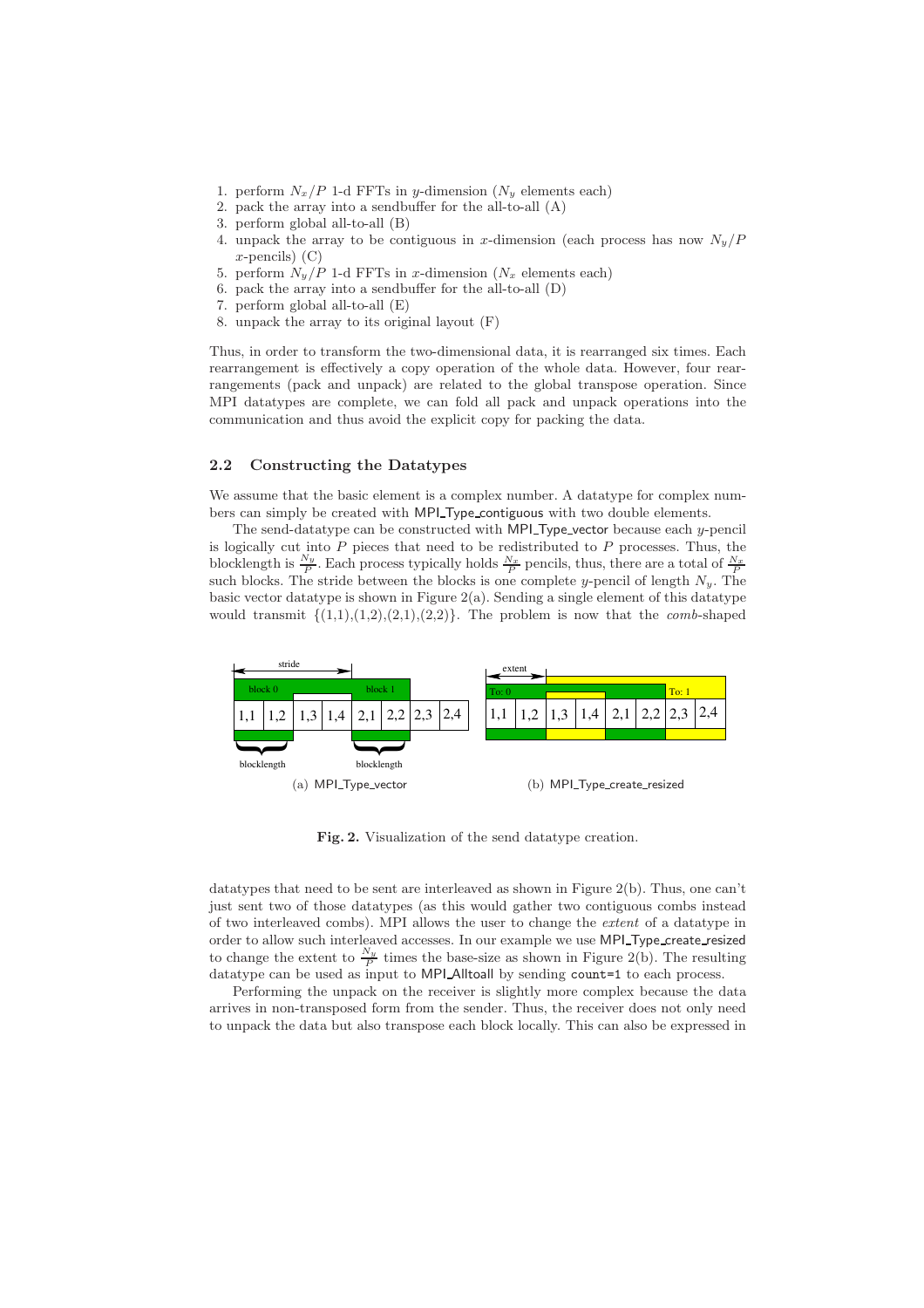1. perform $N_x/P$ 1-d FFTs in $y$-dimension ($N_y$ elements each)
2. pack the array into a sendbuffer for the all-to-all (A)
3. perform global all-to-all (B)
4. unpack the array to be contiguous in $x$-dimension (each process has now $N_y/P$ $x$-pencils) (C)
5. perform $N_y/P$ 1-d FFTs in $x$-dimension ($N_x$ elements each)
6. pack the array into a sendbuffer for the all-to-all (D)
7. perform global all-to-all (E)
8. unpack the array to its original layout (F)

Thus, in order to transform the two-dimensional data, it is rearranged six times. Each rearrangement is effectively a copy operation of the whole data. However, four rearrangements (pack and unpack) are related to the global transpose operation. Since MPI datatypes are complete, we can fold all pack and unpack operations into the communication and thus avoid the explicit copy for packing the data.

### 2.2 Constructing the Datatypes

We assume that the basic element is a complex number. A datatype for complex numbers can simply be created with MPI_Type_contiguous with two double elements.

The send-datatype can be constructed with MPI_Type_vector because each $y$-pencil is logically cut into $P$ pieces that need to be redistributed to $P$ processes. Thus, the blocklength is $\frac{N_y}{P}$. Each process typically holds $\frac{N_x}{P}$ pencils, thus, there are a total of $\frac{N_x}{P}$ such blocks. The stride between the blocks is one complete $y$-pencil of length $N_y$. The basic vector datatype is shown in Figure 2(a). Sending a single element of this datatype would transmit {(1,1),(1,2),(2,1),(2,2)}. The problem is now that the *comb*-shaped

(a) MPI_Type_vector

(b) MPI_Type_create_resized

**Fig. 2.** Visualization of the send datatype creation.

datatypes that need to be sent are interleaved as shown in Figure 2(b). Thus, one can't just sent two of those datatypes (as this would gather two contiguous combs instead of two interleaved combs). MPI allows the user to change the *extent* of a datatype in order to allow such interleaved accesses. In our example we use MPI_Type_create_resized to change the extent to $\frac{N_y}{P}$ times the base-size as shown in Figure 2(b). The resulting datatype can be used as input to MPI_Alltoall by sending `count=1` to each process.

Performing the unpack on the receiver is slightly more complex because the data arrives in non-transposed form from the sender. Thus, the receiver does not only need to unpack the data but also transpose each block locally. This can also be expressed in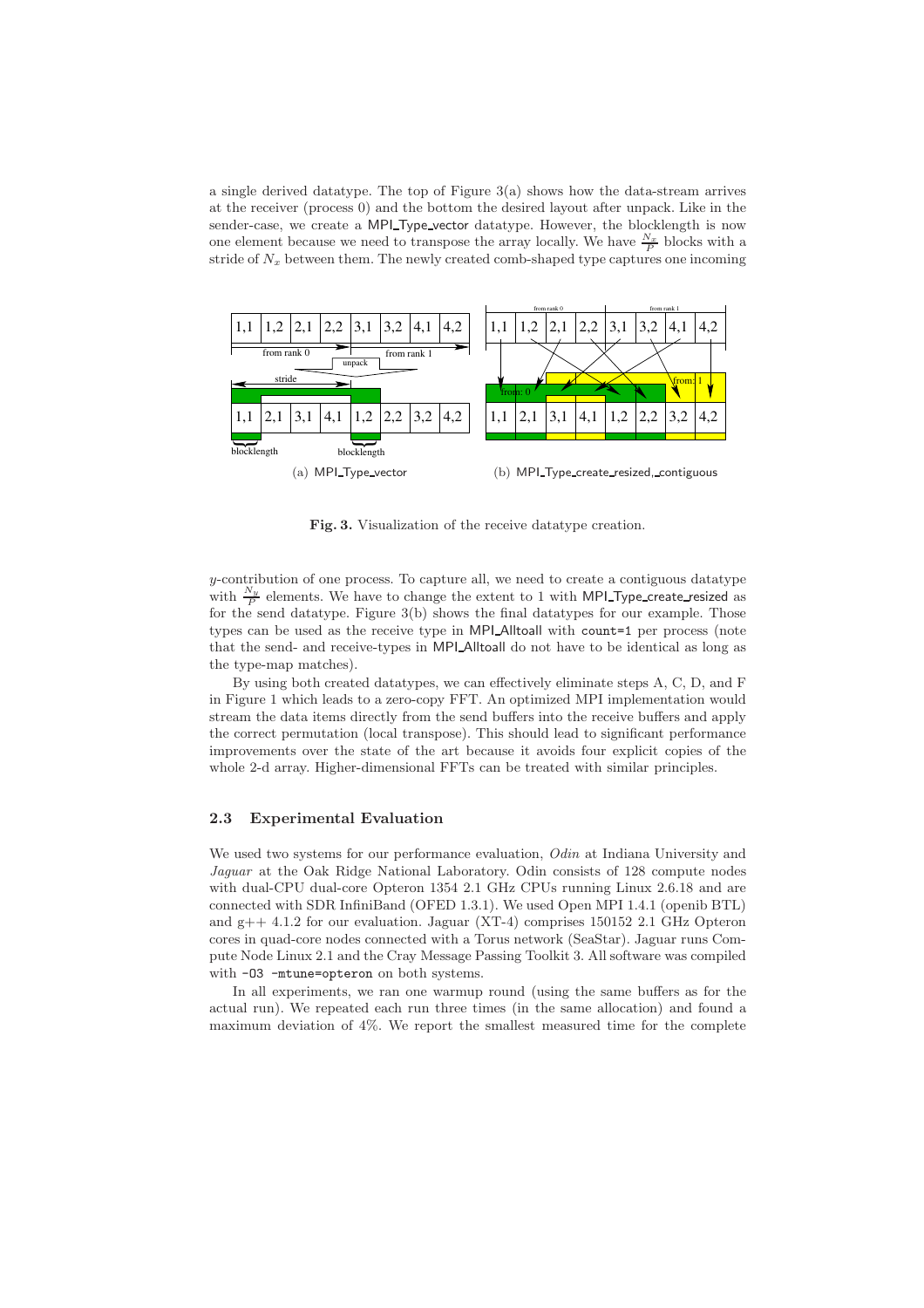a single derived datatype. The top of Figure 3(a) shows how the data-stream arrives at the receiver (process 0) and the bottom the desired layout after unpack. Like in the sender-case, we create a MPI_Type_vector datatype. However, the blocklength is now one element because we need to transpose the array locally. We have $\frac{N_x}{P}$ blocks with a stride of $N_x$ between them. The newly created comb-shaped type captures one incoming

(a) MPI_Type_vector

(b) MPI_Type_create_resized, contiguous

**Fig. 3.** Visualization of the receive datatype creation.

$y$-contribution of one process. To capture all, we need to create a contiguous datatype with $\frac{N_y}{P}$ elements. We have to change the extent to 1 with MPI_Type_create_resized as for the send datatype. Figure 3(b) shows the final datatypes for our example. Those types can be used as the receive type in MPI_Alltoall with `count=1` per process (note that the send- and receive-types in MPI_Alltoall do not have to be identical as long as the type-map matches).

By using both created datatypes, we can effectively eliminate steps A, C, D, and F in Figure 1 which leads to a zero-copy FFT. An optimized MPI implementation would stream the data items directly from the send buffers into the receive buffers and apply the correct permutation (local transpose). This should lead to significant performance improvements over the state of the art because it avoids four explicit copies of the whole 2-d array. Higher-dimensional FFTs can be treated with similar principles.

### 2.3 Experimental Evaluation

We used two systems for our performance evaluation, *Odin* at Indiana University and *Jaguar* at the Oak Ridge National Laboratory. Odin consists of 128 compute nodes with dual-CPU dual-core Opteron 1354 2.1 GHz CPUs running Linux 2.6.18 and are connected with SDR InfiniBand (OFED 1.3.1). We used Open MPI 1.4.1 (openib BTL) and g++ 4.1.2 for our evaluation. Jaguar (XT-4) comprises 150152 2.1 GHz Opteron cores in quad-core nodes connected with a Torus network (SeaStar). Jaguar runs Compute Node Linux 2.1 and the Cray Message Passing Toolkit 3. All software was compiled with `-O3 -mtune=opteron` on both systems.

In all experiments, we ran one warmup round (using the same buffers as for the actual run). We repeated each run three times (in the same allocation) and found a maximum deviation of 4%. We report the smallest measured time for the complete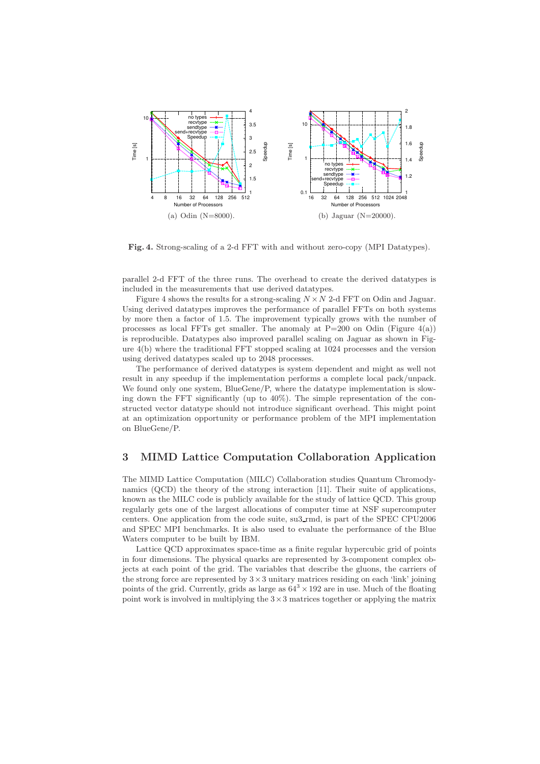(a) Odin (N=8000).

(b) Jaguar (N=20000).

**Fig. 4.** Strong-scaling of a 2-d FFT with and without zero-copy (MPI Datatypes).

parallel 2-d FFT of the three runs. The overhead to create the derived datatypes is included in the measurements that use derived datatypes.

Figure 4 shows the results for a strong-scaling $N \times N$ 2-d FFT on Odin and Jaguar. Using derived datatypes improves the performance of parallel FFTs on both systems by more then a factor of 1.5. The improvement typically grows with the number of processes as local FFTs get smaller. The anomaly at P=200 on Odin (Figure 4(a)) is reproducible. Datatypes also improved parallel scaling on Jaguar as shown in Figure 4(b) where the traditional FFT stopped scaling at 1024 processes and the version using derived datatypes scaled up to 2048 processes.

The performance of derived datatypes is system dependent and might as well not result in any speedup if the implementation performs a complete local pack/unpack. We found only one system, BlueGene/P, where the datatype implementation is slowing down the FFT significantly (up to 40%). The simple representation of the constructed vector datatype should not introduce significant overhead. This might point at an optimization opportunity or performance problem of the MPI implementation on BlueGene/P.

## 3 MIMD Lattice Computation Collaboration Application

The MIMD Lattice Computation (MILC) Collaboration studies Quantum Chromodynamics (QCD) the theory of the strong interaction [11]. Their suite of applications, known as the MILC code is publicly available for the study of lattice QCD. This group regularly gets one of the largest allocations of computer time at NSF supercomputer centers. One application from the code suite, su3_rmd, is part of the SPEC CPU2006 and SPEC MPI benchmarks. It is also used to evaluate the performance of the Blue Waters computer to be built by IBM.

Lattice QCD approximates space-time as a finite regular hypercubic grid of points in four dimensions. The physical quarks are represented by 3-component complex objects at each point of the grid. The variables that describe the gluons, the carriers of the strong force are represented by $3 \times 3$ unitary matrices residing on each 'link' joining points of the grid. Currently, grids as large as $64^3 \times 192$ are in use. Much of the floating point work is involved in multiplying the $3 \times 3$ matrices together or applying the matrix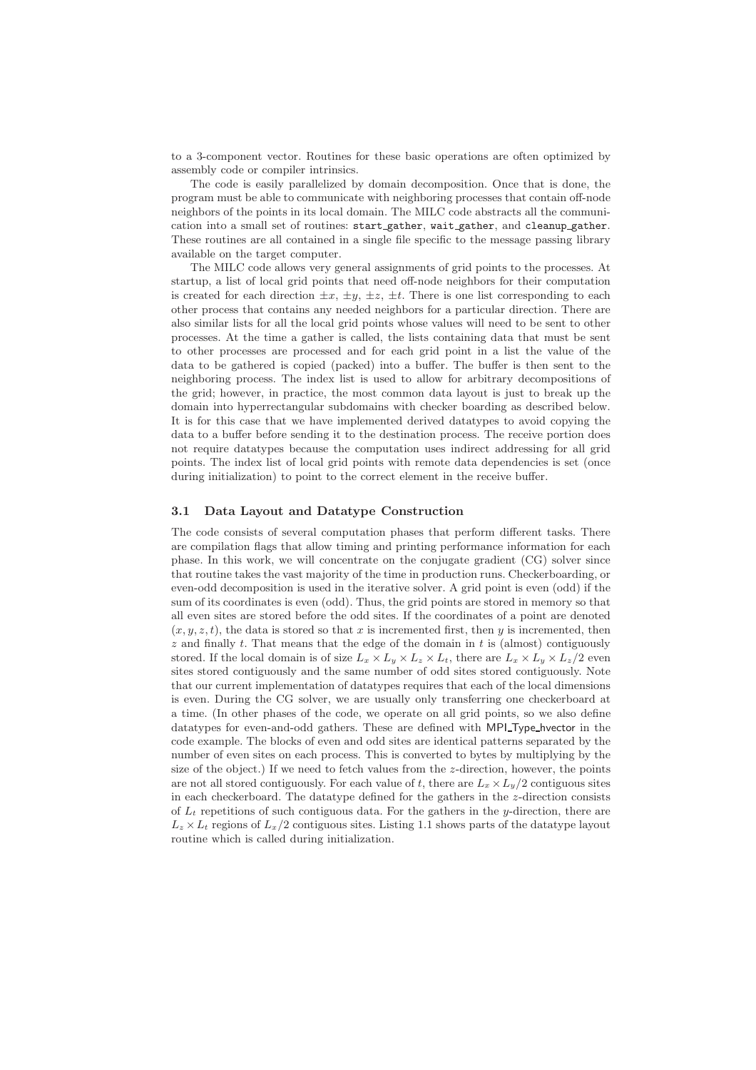to a 3-component vector. Routines for these basic operations are often optimized by assembly code or compiler intrinsics.

The code is easily parallelized by domain decomposition. Once that is done, the program must be able to communicate with neighboring processes that contain off-node neighbors of the points in its local domain. The MILC code abstracts all the communication into a small set of routines: `start_gather`, `wait_gather`, and `cleanup_gather`. These routines are all contained in a single file specific to the message passing library available on the target computer.

The MILC code allows very general assignments of grid points to the processes. At startup, a list of local grid points that need off-node neighbors for their computation is created for each direction $\pm x$, $\pm y$, $\pm z$, $\pm t$. There is one list corresponding to each other process that contains any needed neighbors for a particular direction. There are also similar lists for all the local grid points whose values will need to be sent to other processes. At the time a gather is called, the lists containing data that must be sent to other processes are processed and for each grid point in a list the value of the data to be gathered is copied (packed) into a buffer. The buffer is then sent to the neighboring process. The index list is used to allow for arbitrary decompositions of the grid; however, in practice, the most common data layout is just to break up the domain into hyperrectangular subdomains with checker boarding as described below. It is for this case that we have implemented derived datatypes to avoid copying the data to a buffer before sending it to the destination process. The receive portion does not require datatypes because the computation uses indirect addressing for all grid points. The index list of local grid points with remote data dependencies is set (once during initialization) to point to the correct element in the receive buffer.

### 3.1 Data Layout and Datatype Construction

The code consists of several computation phases that perform different tasks. There are compilation flags that allow timing and printing performance information for each phase. In this work, we will concentrate on the conjugate gradient (CG) solver since that routine takes the vast majority of the time in production runs. Checkerboarding, or even-odd decomposition is used in the iterative solver. A grid point is even (odd) if the sum of its coordinates is even (odd). Thus, the grid points are stored in memory so that all even sites are stored before the odd sites. If the coordinates of a point are denoted $(x, y, z, t)$, the data is stored so that $x$ is incremented first, then $y$ is incremented, then $z$ and finally $t$. That means that the edge of the domain in $t$ is (almost) contiguously stored. If the local domain is of size $L_x \times L_y \times L_z \times L_t$, there are $L_x \times L_y \times L_z/2$ even sites stored contiguously and the same number of odd sites stored contiguously. Note that our current implementation of datatypes requires that each of the local dimensions is even. During the CG solver, we are usually only transferring one checkerboard at a time. (In other phases of the code, we operate on all grid points, so we also define datatypes for even-and-odd gathers. These are defined with MPI_Type_hvector in the code example. The blocks of even and odd sites are identical patterns separated by the number of even sites on each process. This is converted to bytes by multiplying by the size of the object.) If we need to fetch values from the $z$-direction, however, the points are not all stored contiguously. For each value of $t$, there are $L_x \times L_y/2$ contiguous sites in each checkerboard. The datatype defined for the gathers in the $z$-direction consists of $L_t$ repetitions of such contiguous data. For the gathers in the $y$-direction, there are $L_z \times L_t$ regions of $L_x/2$ contiguous sites. Listing 1.1 shows parts of the datatype layout routine which is called during initialization.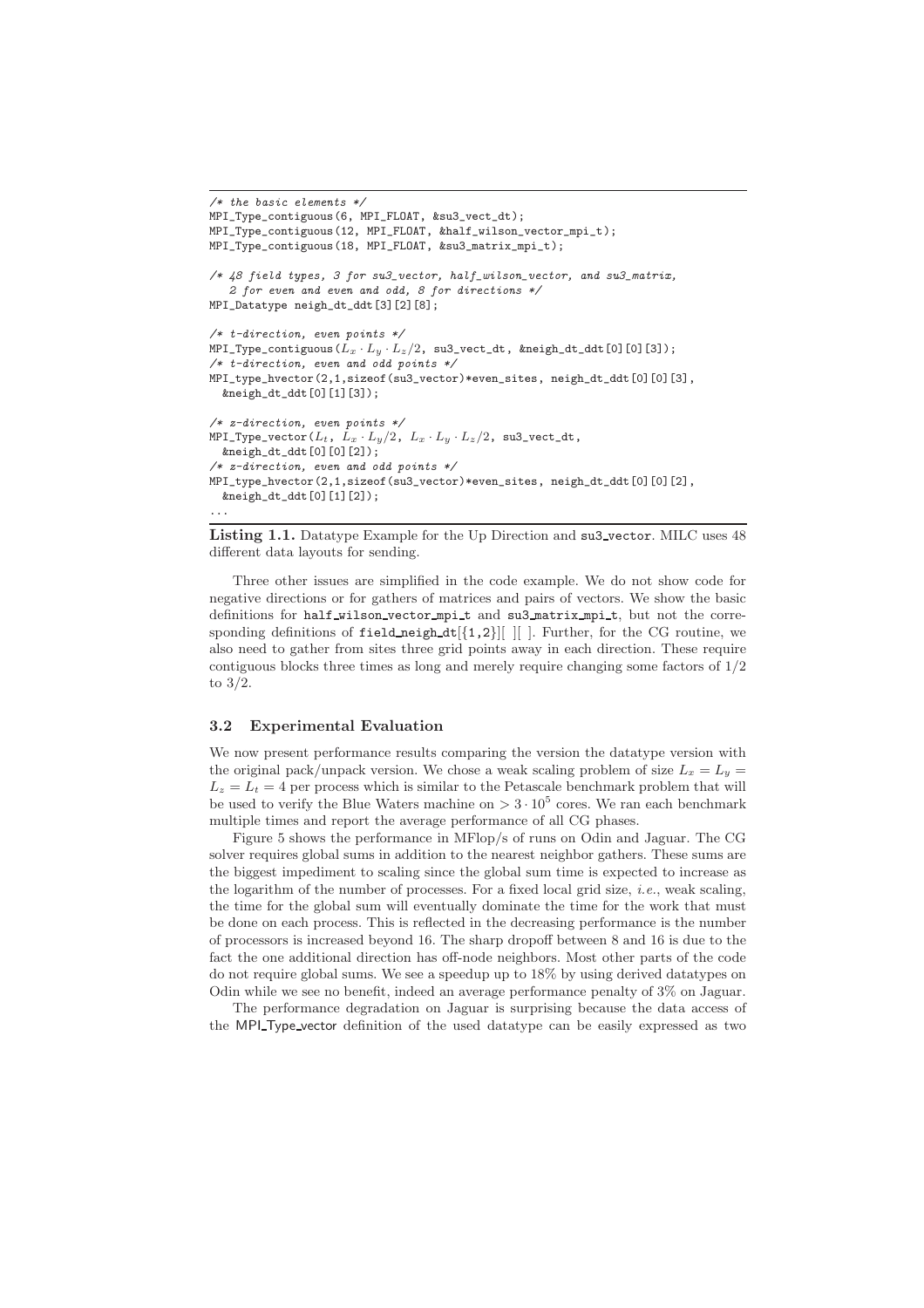```
/* the basic elements */
MPI_Type_contiguous(6, MPI_FLOAT, &su3_vect_dt);
MPI_Type_contiguous(12, MPI_FLOAT, &half_wilson_vector_mpi_t);
MPI_Type_contiguous(18, MPI_FLOAT, &su3_matrix_mpi_t);

/* 48 field types, 3 for su3_vector, half_wilson_vector, and su3_matrix,
   2 for even and even and odd, 8 for directions */
MPI_Datatype neigh_dt_ddt[3][2][8];

/* t-direction, even points */
MPI_Type_contiguous(Lx · Ly · Lz/2, su3_vect_dt, &neigh_dt_ddt[0][0][3]);
/* t-direction, even and odd points */
MPI_type_hvector(2,1,sizeof(su3_vector)*even_sites, neigh_dt_ddt[0][0][3],
  &neigh_dt_ddt[0][1][3]);

/* z-direction, even points */
MPI_Type_vector(Lt, Lx · Ly/2, Lx · Ly · Lz/2, su3_vect_dt,
  &neigh_dt_ddt[0][0][2]);
/* z-direction, even and odd points */
MPI_type_hvector(2,1,sizeof(su3_vector)*even_sites, neigh_dt_ddt[0][0][2],
  &neigh_dt_ddt[0][1][2]);
...
```

**Listing 1.1.** Datatype Example for the Up Direction and su3_vector. MILC uses 48 different data layouts for sending.

Three other issues are simplified in the code example. We do not show code for negative directions or for gathers of matrices and pairs of vectors. We show the basic definitions for half_wilson_vector_mpi_t and su3_matrix_mpi_t, but not the corresponding definitions of field_neigh_dt[{1,2}][ ][ ]. Further, for the CG routine, we also need to gather from sites three grid points away in each direction. These require contiguous blocks three times as long and merely require changing some factors of 1/2 to 3/2.

### 3.2 Experimental Evaluation

We now present performance results comparing the version the datatype version with the original pack/unpack version. We chose a weak scaling problem of size $L_x = L_y = L_z = L_t = 4$ per process which is similar to the Petascale benchmark problem that will be used to verify the Blue Waters machine on $> 3 \cdot 10^5$ cores. We ran each benchmark multiple times and report the average performance of all CG phases.

Figure 5 shows the performance in MFlop/s of runs on Odin and Jaguar. The CG solver requires global sums in addition to the nearest neighbor gathers. These sums are the biggest impediment to scaling since the global sum time is expected to increase as the logarithm of the number of processes. For a fixed local grid size, *i.e.*, weak scaling, the time for the global sum will eventually dominate the time for the work that must be done on each process. This is reflected in the decreasing performance is the number of processors is increased beyond 16. The sharp dropoff between 8 and 16 is due to the fact the one additional direction has off-node neighbors. Most other parts of the code do not require global sums. We see a speedup up to 18% by using derived datatypes on Odin while we see no benefit, indeed an average performance penalty of 3% on Jaguar.

The performance degradation on Jaguar is surprising because the data access of the MPI_Type_vector definition of the used datatype can be easily expressed as two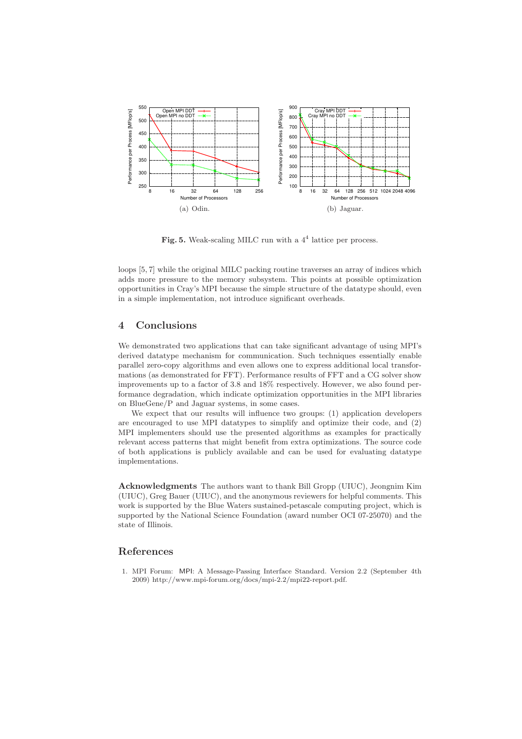Fig. 5. Weak-scaling MILC run with a $4^4$ lattice per process.

loops [5, 7] while the original MILC packing routine traverses an array of indices which adds more pressure to the memory subsystem. This points at possible optimization opportunities in Cray's MPI because the simple structure of the datatype should, even in a simple implementation, not introduce significant overheads.

## 4 Conclusions

We demonstrated two applications that can take significant advantage of using MPI's derived datatype mechanism for communication. Such techniques essentially enable parallel zero-copy algorithms and even allows one to express additional local transformations (as demonstrated for FFT). Performance results of FFT and a CG solver show improvements up to a factor of 3.8 and 18% respectively. However, we also found performance degradation, which indicate optimization opportunities in the MPI libraries on BlueGene/P and Jaguar systems, in some cases.

We expect that our results will influence two groups: (1) application developers are encouraged to use MPI datatypes to simplify and optimize their code, and (2) MPI implementers should use the presented algorithms as examples for practically relevant access patterns that might benefit from extra optimizations. The source code of both applications is publicly available and can be used for evaluating datatype implementations.

**Acknowledgments** The authors want to thank Bill Gropp (UIUC), Jeongnim Kim (UIUC), Greg Bauer (UIUC), and the anonymous reviewers for helpful comments. This work is supported by the Blue Waters sustained-petascale computing project, which is supported by the National Science Foundation (award number OCI 07-25070) and the state of Illinois.

## References

1. MPI Forum: MPI: A Message-Passing Interface Standard. Version 2.2 (September 4th 2009) http://www.mpi-forum.org/docs/mpi-2.2/mpi22-report.pdf.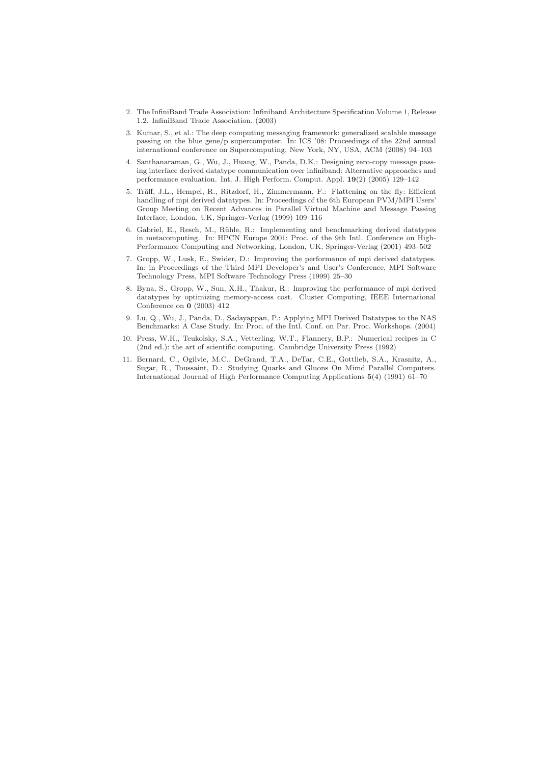2. The InfiniBand Trade Association: Infiniband Architecture Specification Volume 1, Release 1.2. InfiniBand Trade Association. (2003)
3. Kumar, S., et al.: The deep computing messaging framework: generalized scalable message passing on the blue gene/p supercomputer. In: ICS '08: Proceedings of the 22nd annual international conference on Supercomputing, New York, NY, USA, ACM (2008) 94–103
4. Santhanaraman, G., Wu, J., Huang, W., Panda, D.K.: Designing zero-copy message passing interface derived datatype communication over infiniband: Alternative approaches and performance evaluation. Int. J. High Perform. Comput. Appl. **19**(2) (2005) 129–142
5. Träff, J.L., Hempel, R., Ritzdorf, H., Zimmermann, F.: Flattening on the fly: Efficient handling of mpi derived datatypes. In: Proceedings of the 6th European PVM/MPI Users' Group Meeting on Recent Advances in Parallel Virtual Machine and Message Passing Interface, London, UK, Springer-Verlag (1999) 109–116
6. Gabriel, E., Resch, M., Rühle, R.: Implementing and benchmarking derived datatypes in metacomputing. In: HPCN Europe 2001: Proc. of the 9th Intl. Conference on High-Performance Computing and Networking, London, UK, Springer-Verlag (2001) 493–502
7. Gropp, W., Lusk, E., Swider, D.: Improving the performance of mpi derived datatypes. In: in Proceedings of the Third MPI Developer's and User's Conference, MPI Software Technology Press, MPI Software Technology Press (1999) 25–30
8. Byna, S., Gropp, W., Sun, X.H., Thakur, R.: Improving the performance of mpi derived datatypes by optimizing memory-access cost. Cluster Computing, IEEE International Conference on **0** (2003) 412
9. Lu, Q., Wu, J., Panda, D., Sadayappan, P.: Applying MPI Derived Datatypes to the NAS Benchmarks: A Case Study. In: Proc. of the Intl. Conf. on Par. Proc. Workshops. (2004)
10. Press, W.H., Teukolsky, S.A., Vetterling, W.T., Flannery, B.P.: Numerical recipes in C (2nd ed.): the art of scientific computing. Cambridge University Press (1992)
11. Bernard, C., Ogilvie, M.C., DeGrand, T.A., DeTar, C.E., Gottlieb, S.A., Krasnitz, A., Sugar, R., Toussaint, D.: Studying Quarks and Gluons On Mimd Parallel Computers. International Journal of High Performance Computing Applications **5**(4) (1991) 61–70